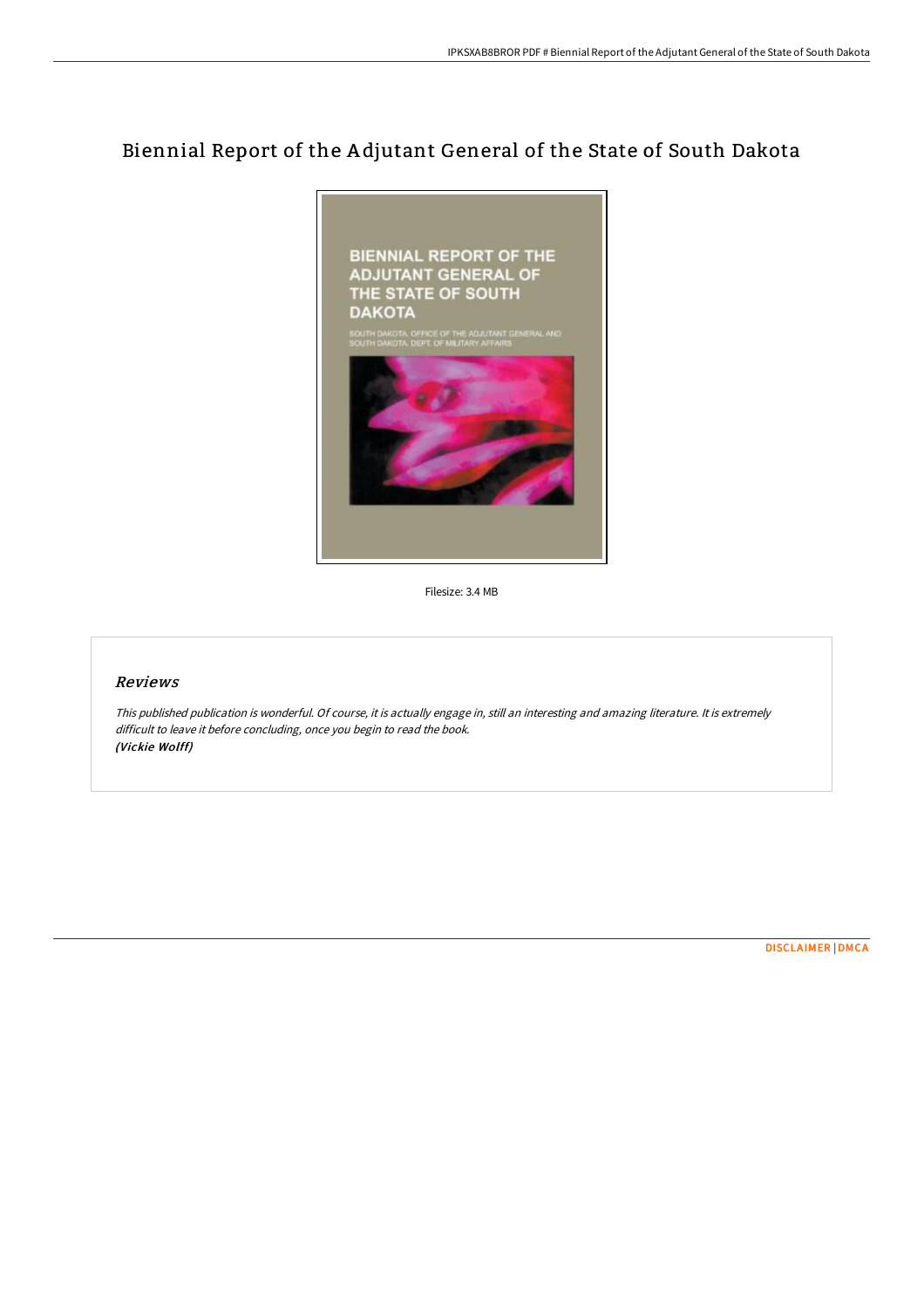# Biennial Report of the Adjutant General of the State of South Dakota

Filesize: 3.4 MB

## Reviews

*This published publication is wonderful. Of course, it is actually engage in, still an interesting and amazing literature. It is extremely difficult to leave it before concluding, once you begin to read the book.*
***(Vickie Wolff)***

DISCLAIMER | DMCA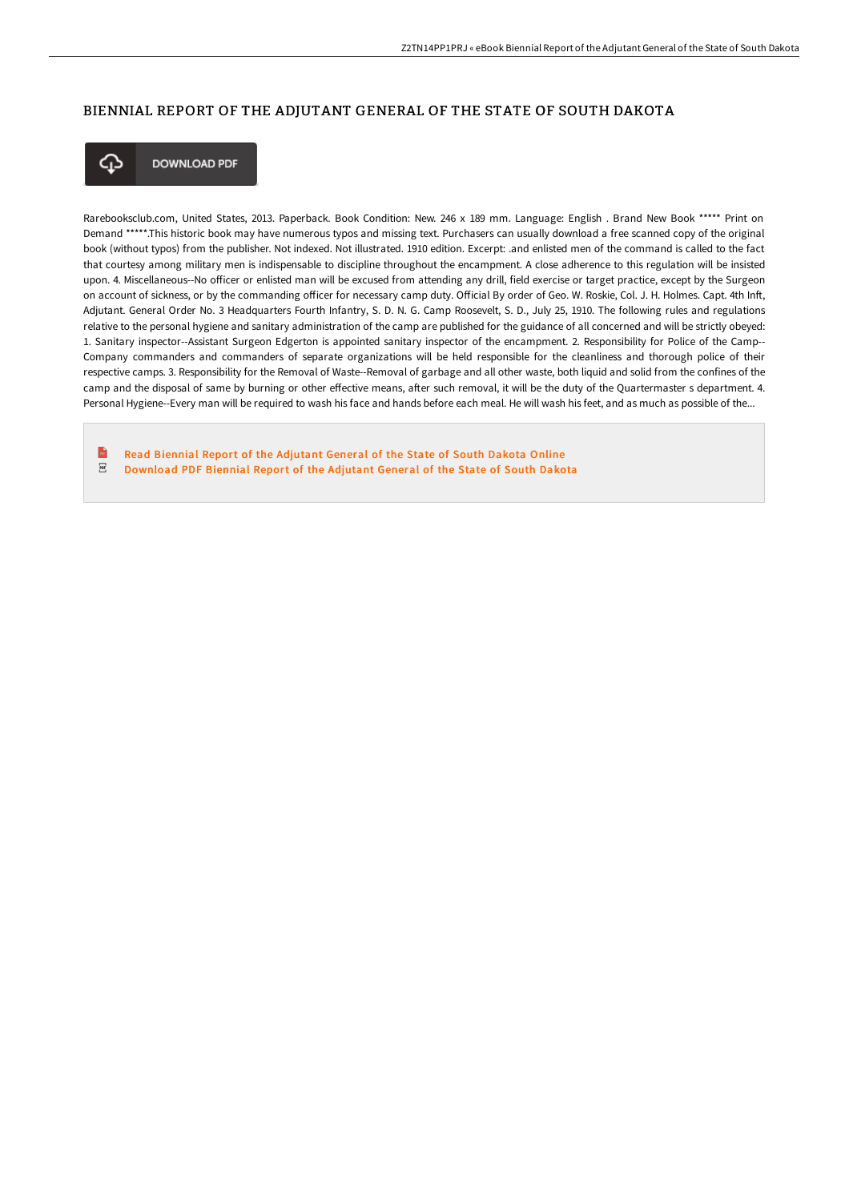## BIENNIAL REPORT OF THE ADJUTANT GENERAL OF THE STATE OF SOUTH DAKOTA

DOWNLOAD PDF

Rarebooksclub.com, United States, 2013. Paperback. Book Condition: New. 246 x 189 mm. Language: English . Brand New Book ***** Print on Demand *****.This historic book may have numerous typos and missing text. Purchasers can usually download a free scanned copy of the original book (without typos) from the publisher. Not indexed. Not illustrated. 1910 edition. Excerpt: .and enlisted men of the command is called to the fact that courtesy among military men is indispensable to discipline throughout the encampment. A close adherence to this regulation will be insisted upon. 4. Miscellaneous--No officer or enlisted man will be excused from attending any drill, field exercise or target practice, except by the Surgeon on account of sickness, or by the commanding officer for necessary camp duty. Official By order of Geo. W. Roskie, Col. J. H. Holmes. Capt. 4th Inft, Adjutant. General Order No. 3 Headquarters Fourth Infantry, S. D. N. G. Camp Roosevelt, S. D., July 25, 1910. The following rules and regulations relative to the personal hygiene and sanitary administration of the camp are published for the guidance of all concerned and will be strictly obeyed: 1. Sanitary inspector--Assistant Surgeon Edgerton is appointed sanitary inspector of the encampment. 2. Responsibility for Police of the Camp--Company commanders and commanders of separate organizations will be held responsible for the cleanliness and thorough police of their respective camps. 3. Responsibility for the Removal of Waste--Removal of garbage and all other waste, both liquid and solid from the confines of the camp and the disposal of same by burning or other effective means, after such removal, it will be the duty of the Quartermaster s department. 4. Personal Hygiene--Every man will be required to wash his face and hands before each meal. He will wash his feet, and as much as possible of the...

- Read Biennial Report of the Adjutant General of the State of South Dakota Online
- Download PDF Biennial Report of the Adjutant General of the State of South Dakota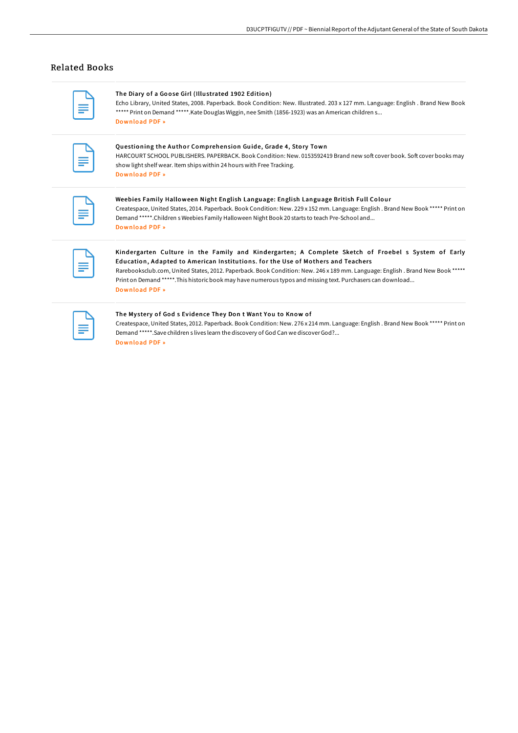## Related Books

### The Diary of a Goose Girl (Illustrated 1902 Edition)

Echo Library, United States, 2008. Paperback. Book Condition: New. Illustrated. 203 x 127 mm. Language: English . Brand New Book ***** Print on Demand *****.Kate Douglas Wiggin, nee Smith (1856-1923) was an American children s...

Download PDF »

### Questioning the Author Comprehension Guide, Grade 4, Story Town

HARCOURT SCHOOL PUBLISHERS. PAPERBACK. Book Condition: New. 0153592419 Brand new soft cover book. Soft cover books may show light shelf wear. Item ships within 24 hours with Free Tracking.

Download PDF »

### Weebies Family Halloween Night English Language: English Language British Full Colour

Createspace, United States, 2014. Paperback. Book Condition: New. 229 x 152 mm. Language: English . Brand New Book ***** Print on Demand *****.Children s Weebies Family Halloween Night Book 20 starts to teach Pre-School and...

Download PDF »

### Kindergarten Culture in the Family and Kindergarten; A Complete Sketch of Froebel s System of Early Education, Adapted to American Institutions. for the Use of Mothers and Teachers

Rarebooksclub.com, United States, 2012. Paperback. Book Condition: New. 246 x 189 mm. Language: English . Brand New Book ***** Print on Demand *****.This historic book may have numerous typos and missing text. Purchasers can download...

Download PDF »

### The Mystery of God s Evidence They Don t Want You to Know of

Createspace, United States, 2012. Paperback. Book Condition: New. 276 x 214 mm. Language: English . Brand New Book ***** Print on Demand *****.Save children s lives learn the discovery of God Can we discover God?...

Download PDF »